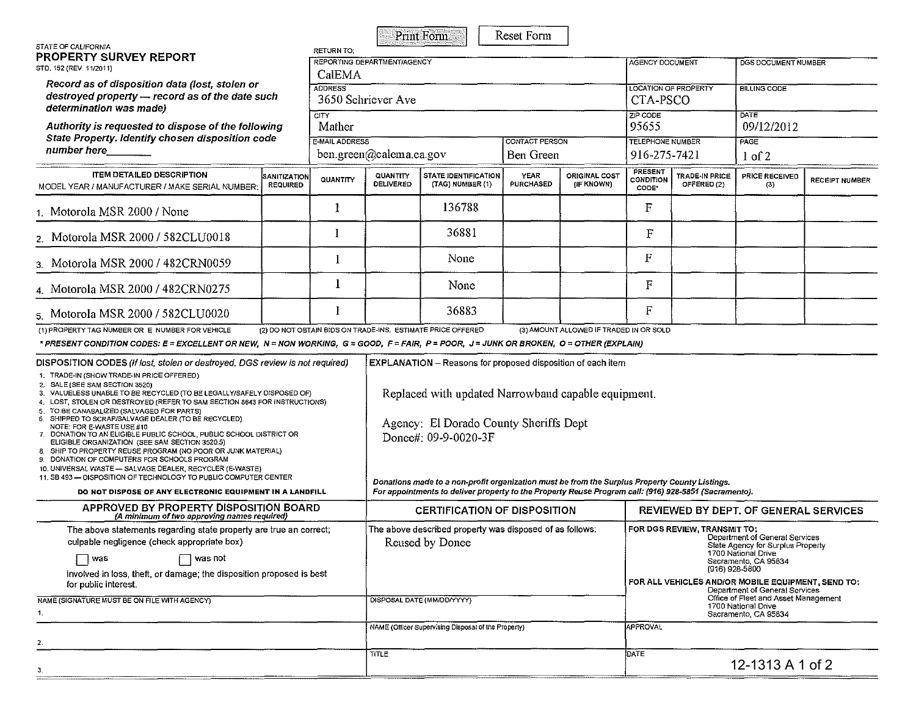Print Form | Reset Form

STATE OF CALIFORNIA

# PROPERTY SURVEY REPORT

STD. 152 (REV 11/2011)

*Record as of disposition data (lost, stolen or destroyed property — record as of the date such determination was made)*

*Authority is requested to dispose of the following State Property. Identify chosen disposition code number here________*

RETURN TO:

| REPORTING DEPARTMENT/AGENCY | | AGENCY DOCUMENT | DGS DOCUMENT NUMBER |
|---|---|---|---|
| CalEMA | | | |
| **ADDRESS** | | **LOCATION OF PROPERTY** | **BILLING CODE** |
| 3650 Schriever Ave | | CTA-PSCO | |
| **CITY** | | **ZIP CODE** | **DATE** |
| Mather | | 95655 | 09/12/2012 |
| **E-MAIL ADDRESS** | **CONTACT PERSON** | **TELEPHONE NUMBER** | **PAGE** |
| ben.green@calema.ca.gov | Ben Green | 916-275-7421 | 1 of 2 |

| ITEM DETAILED DESCRIPTION MODEL YEAR / MANUFACTURER / MAKE SERIAL NUMBER: | SANITIZATION REQUIRED | QUANTITY | QUANTITY DELIVERED | STATE IDENTIFICATION (TAG) NUMBER (1) | YEAR PURCHASED | ORIGINAL COST (IF KNOWN) | PRESENT CONDITION CODE* | TRADE-IN PRICE OFFERED (2) | PRICE RECEIVED (3) | RECEIPT NUMBER |
|---|---|---|---|---|---|---|---|---|---|---|
| 1. Motorola MSR 2000 / None | | 1 | | 136788 | | | F | | | |
| 2. Motorola MSR 2000 / 582CLU0018 | | 1 | | 36881 | | | F | | | |
| 3. Motorola MSR 2000 / 482CRN0059 | | 1 | | None | | | F | | | |
| 4. Motorola MSR 2000 / 482CRN0275 | | 1 | | None | | | F | | | |
| 5. Motorola MSR 2000 / 582CLU0020 | | 1 | | 36883 | | | F | | | |

(1) PROPERTY TAG NUMBER OR E NUMBER FOR VEHICLE (2) DO NOT OBTAIN BIDS ON TRADE-INS. ESTIMATE PRICE OFFERED (3) AMOUNT ALLOWED IF TRADED IN OR SOLD

***PRESENT CONDITION CODES: E = EXCELLENT OR NEW, N = NON WORKING, G = GOOD, F = FAIR, P = POOR, J = JUNK OR BROKEN, O = OTHER (EXPLAIN)***

**DISPOSITION CODES** *(If lost, stolen or destroyed, DGS review is not required)*

1. TRADE-IN (SHOW TRADE-IN PRICE OFFERED)
2. SALE (SEE SAM SECTION 3520)
3. VALUELESS UNABLE TO BE RECYCLED (TO BE LEGALLY/SAFELY DISPOSED OF)
4. LOST, STOLEN OR DESTROYED (REFER TO SAM SECTION 8643 FOR INSTRUCTIONS)
5. TO BE CANABALIZED (SALVAGED FOR PARTS)
6. SHIPPED TO SCRAP/SALVAGE DEALER (TO BE RECYCLED) NOTE: FOR E-WASTE USE #10
7. DONATION TO AN ELIGIBLE PUBLIC SCHOOL, PUBLIC SCHOOL DISTRICT OR ELIGIBLE ORGANIZATION (SEE SAM SECTION 3520.5)
8. SHIP TO PROPERTY REUSE PROGRAM (NO POOR OR JUNK MATERIAL)
9. DONATION OF COMPUTERS FOR SCHOOLS PROGRAM
10. UNIVERSAL WASTE — SALVAGE DEALER, RECYCLER (E-WASTE)
11. SB 493 — DISPOSITION OF TECHNOLOGY TO PUBLIC COMPUTER CENTER

**DO NOT DISPOSE OF ANY ELECTRONIC EQUIPMENT IN A LANDFILL**

**EXPLANATION** – Reasons for proposed disposition of each item

Replaced with updated Narrowband capable equipment.

Agency: El Dorado County Sheriffs Dept
Donee#: 09-9-0020-3F

*Donations made to a non-profit organization must be from the Surplus Property County Listings.*
*For appointments to deliver property to the Property Reuse Program call: (916) 928-5851 (Sacramento).*

## APPROVED BY PROPERTY DISPOSITION BOARD

*(A minimum of two approving names required)*

The above statements regarding state property are true an correct; culpable negligence (check appropriate box)

☐ was ☐ was not

involved in loss, theft, or damage; the disposition proposed is best for public interest.

NAME (SIGNATURE MUST BE ON FILE WITH AGENCY)

1.

2.

3.

## CERTIFICATION OF DISPOSITION

The above described property was disposed of as follows:

Reused by Donee

DISPOSAL DATE (MM/DD/YYYY)

NAME (Officer Supervising Disposal of the Property)

TITLE

## REVIEWED BY DEPT. OF GENERAL SERVICES

**FOR DGS REVIEW, TRANSMIT TO:**
Department of General Services
State Agency for Surplus Property
1700 National Drive
Sacramento, CA 95834
(916) 928-5800

**FOR ALL VEHICLES AND/OR MOBILE EQUIPMENT, SEND TO:**
Department of General Services
Office of Fleet and Asset Management
1700 National Drive
Sacramento, CA 95834

APPROVAL

DATE

12-1313 A 1 of 2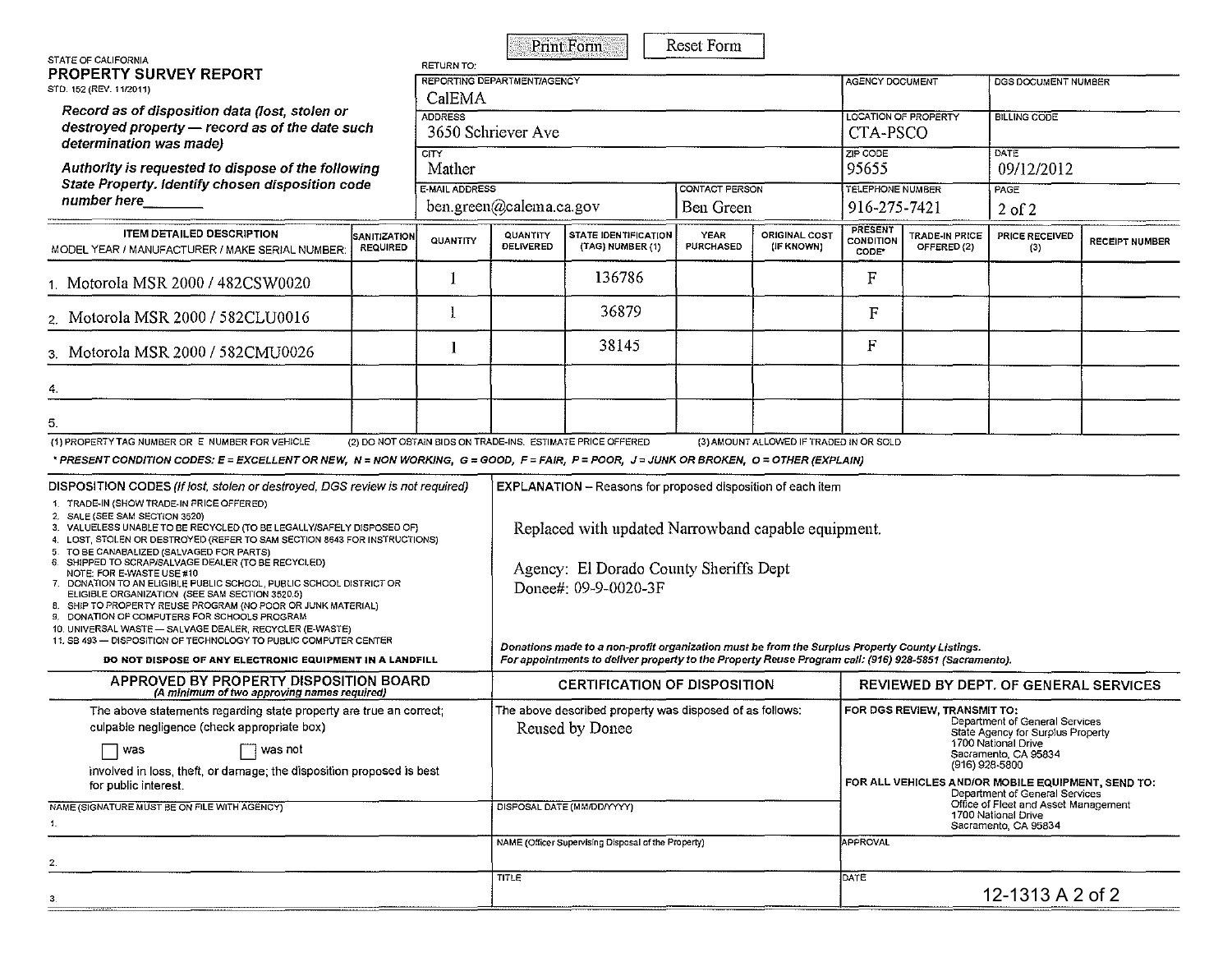Print Form | Reset Form

STATE OF CALIFORNIA

# PROPERTY SURVEY REPORT

STD. 152 (REV. 11/2011)

***Record as of disposition data (lost, stolen or destroyed property — record as of the date such determination was made)***

***Authority is requested to dispose of the following State Property. Identify chosen disposition code number here_______***

RETURN TO:

| REPORTING DEPARTMENT/AGENCY | | AGENCY DOCUMENT | DGS DOCUMENT NUMBER |
|---|---|---|---|
| CalEMA | | | |
| ADDRESS | | LOCATION OF PROPERTY | BILLING CODE |
| 3650 Schriever Ave | | CTA-PSCO | |
| CITY | | ZIP CODE | DATE |
| Mather | | 95655 | 09/12/2012 |
| E-MAIL ADDRESS | CONTACT PERSON | TELEPHONE NUMBER | PAGE |
| ben.green@calema.ca.gov | Ben Green | 916-275-7421 | 2 of 2 |

| ITEM DETAILED DESCRIPTION MODEL YEAR / MANUFACTURER / MAKE SERIAL NUMBER | SANITIZATION REQUIRED | QUANTITY | QUANTITY DELIVERED | STATE IDENTIFICATION (TAG) NUMBER (1) | YEAR PURCHASED | ORIGINAL COST (IF KNOWN) | PRESENT CONDITION CODE* | TRADE-IN PRICE OFFERED (2) | PRICE RECEIVED (3) | RECEIPT NUMBER |
|---|---|---|---|---|---|---|---|---|---|---|
| 1. Motorola MSR 2000 / 482CSW0020 | | 1 | | 136786 | | | F | | | |
| 2. Motorola MSR 2000 / 582CLU0016 | | 1 | | 36879 | | | F | | | |
| 3. Motorola MSR 2000 / 582CMU0026 | | 1 | | 38145 | | | F | | | |
| 4. | | | | | | | | | | |
| 5. | | | | | | | | | | |

(1) PROPERTY TAG NUMBER OR E NUMBER FOR VEHICLE (2) DO NOT OBTAIN BIDS ON TRADE-INS. ESTIMATE PRICE OFFERED (3) AMOUNT ALLOWED IF TRADED IN OR SOLD

***\* PRESENT CONDITION CODES: E = EXCELLENT OR NEW, N = NON WORKING, G = GOOD, F = FAIR, P = POOR, J = JUNK OR BROKEN, O = OTHER (EXPLAIN)***

**DISPOSITION CODES** *(If lost, stolen or destroyed, DGS review is not required)*

1. TRADE-IN (SHOW TRADE-IN PRICE OFFERED)
2. SALE (SEE SAM SECTION 3520)
3. VALUELESS UNABLE TO BE RECYCLED (TO BE LEGALLY/SAFELY DISPOSED OF)
4. LOST, STOLEN OR DESTROYED (REFER TO SAM SECTION 8643 FOR INSTRUCTIONS)
5. TO BE CANABALIZED (SALVAGED FOR PARTS)
6. SHIPPED TO SCRAP/SALVAGE DEALER (TO BE RECYCLED) NOTE: FOR E-WASTE USE #10
7. DONATION TO AN ELIGIBLE PUBLIC SCHOOL, PUBLIC SCHOOL DISTRICT OR ELIGIBLE ORGANIZATION (SEE SAM SECTION 3520.5)
8. SHIP TO PROPERTY REUSE PROGRAM (NO POOR OR JUNK MATERIAL)
9. DONATION OF COMPUTERS FOR SCHOOLS PROGRAM
10. UNIVERSAL WASTE — SALVAGE DEALER, RECYCLER (E-WASTE)
11. SB 493 — DISPOSITION OF TECHNOLOGY TO PUBLIC COMPUTER CENTER

**DO NOT DISPOSE OF ANY ELECTRONIC EQUIPMENT IN A LANDFILL**

**EXPLANATION** – Reasons for proposed disposition of each item

Replaced with updated Narrowband capable equipment.

Agency: El Dorado County Sheriffs Dept

Donee#: 09-9-0020-3F

***Donations made to a non-profit organization must be from the Surplus Property County Listings.***
***For appointments to deliver property to the Property Reuse Program call: (916) 928-5851 (Sacramento).***

## APPROVED BY PROPERTY DISPOSITION BOARD
*(A minimum of two approving names required)*

The above statements regarding state property are true an correct; culpable negligence (check appropriate box)

☐ was ☐ was not

involved in loss, theft, or damage; the disposition proposed is best for public interest.

NAME (SIGNATURE MUST BE ON FILE WITH AGENCY)

1.

2.

3.

## CERTIFICATION OF DISPOSITION

The above described property was disposed of as follows:

Reused by Donee

DISPOSAL DATE (MM/DD/YYYY)

NAME (Officer Supervising Disposal of the Property)

TITLE

## REVIEWED BY DEPT. OF GENERAL SERVICES

**FOR DGS REVIEW, TRANSMIT TO:**
Department of General Services
State Agency for Surplus Property
1700 National Drive
Sacramento, CA 95834
(916) 928-5800

**FOR ALL VEHICLES AND/OR MOBILE EQUIPMENT, SEND TO:**
Department of General Services
Office of Fleet and Asset Management
1700 National Drive
Sacramento, CA 95834

APPROVAL

DATE

12-1313 A 2 of 2